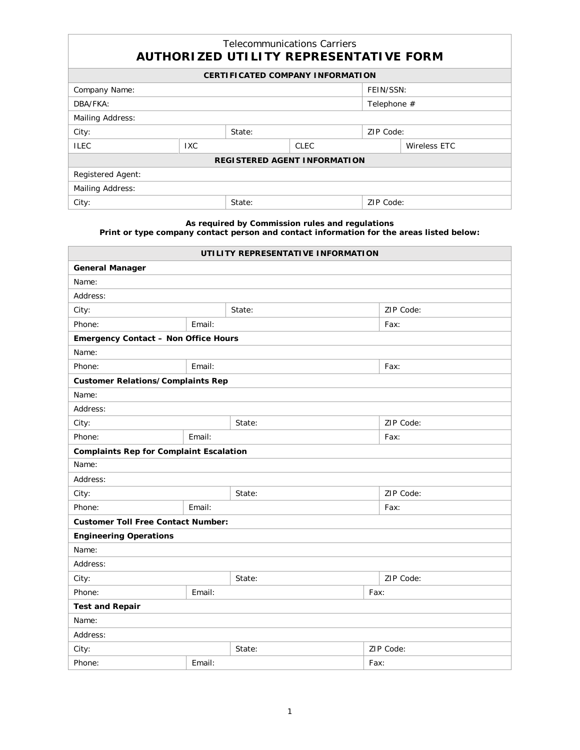Telecommunications Carriers

# AUTHORIZED UTILITY REPRESENTATIVE FORM

| CERTIFICATED COMPANY INFORMATION | | | |
|---|---|---|---|
| Company Name: | | | FEIN/SSN: |
| DBA/FKA: | | | Telephone # |
| Mailing Address: | | | |
| City: | State: | | ZIP Code: |
| ILEC | IXC | CLEC | Wireless ETC |
| **REGISTERED AGENT INFORMATION** | | | |
| Registered Agent: | | | |
| Mailing Address: | | | |
| City: | State: | | ZIP Code: |

**As required by Commission rules and regulations**
**Print or type company contact person and contact information for the areas listed below:**

| UTILITY REPRESENTATIVE INFORMATION | | | |
|---|---|---|---|
| **General Manager** | | | |
| Name: | | | |
| Address: | | | |
| City: | | State: | ZIP Code: |
| Phone: | Email: | | Fax: |
| **Emergency Contact – Non Office Hours** | | | |
| Name: | | | |
| Phone: | Email: | | Fax: |
| **Customer Relations/Complaints Rep** | | | |
| Name: | | | |
| Address: | | | |
| City: | | State: | ZIP Code: |
| Phone: | Email: | | Fax: |
| **Complaints Rep for Complaint Escalation** | | | |
| Name: | | | |
| Address: | | | |
| City: | | State: | ZIP Code: |
| Phone: | Email: | | Fax: |
| **Customer Toll Free Contact Number:** | | | |
| **Engineering Operations** | | | |
| Name: | | | |
| Address: | | | |
| City: | | State: | ZIP Code: |
| Phone: | Email: | | Fax: |
| **Test and Repair** | | | |
| Name: | | | |
| Address: | | | |
| City: | | State: | ZIP Code: |
| Phone: | Email: | | Fax: |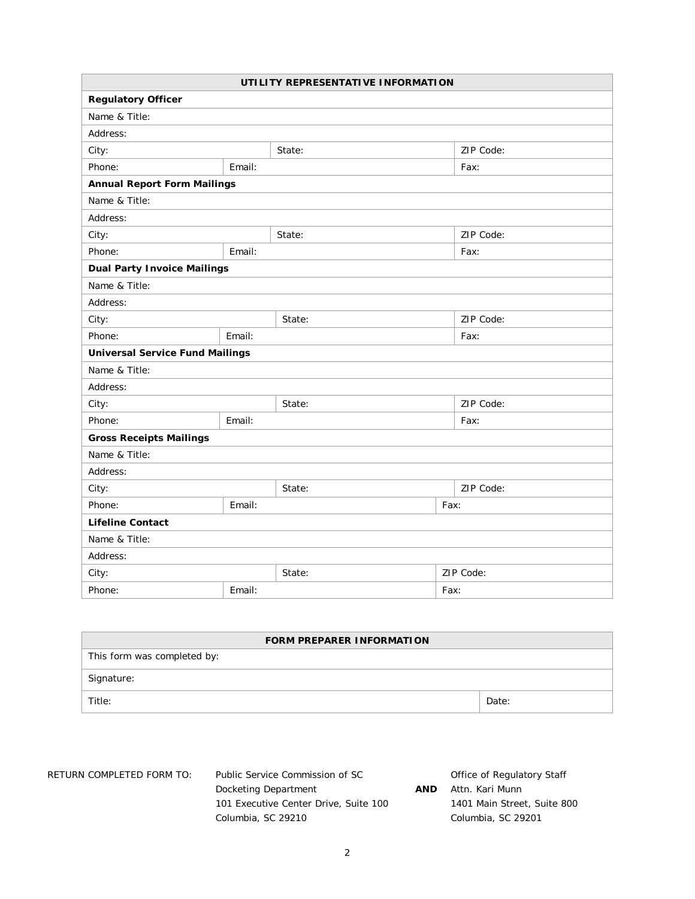| UTILITY REPRESENTATIVE INFORMATION | | | |
|---|---|---|---|
| **Regulatory Officer** | | | |
| Name & Title: | | | |
| Address: | | | |
| City: | | State: | ZIP Code: |
| Phone: | Email: | | Fax: |
| **Annual Report Form Mailings** | | | |
| Name & Title: | | | |
| Address: | | | |
| City: | | State: | ZIP Code: |
| Phone: | Email: | | Fax: |
| **Dual Party Invoice Mailings** | | | |
| Name & Title: | | | |
| Address: | | | |
| City: | | State: | ZIP Code: |
| Phone: | Email: | | Fax: |
| **Universal Service Fund Mailings** | | | |
| Name & Title: | | | |
| Address: | | | |
| City: | | State: | ZIP Code: |
| Phone: | Email: | | Fax: |
| **Gross Receipts Mailings** | | | |
| Name & Title: | | | |
| Address: | | | |
| City: | | State: | ZIP Code: |
| Phone: | Email: | | Fax: |
| **Lifeline Contact** | | | |
| Name & Title: | | | |
| Address: | | | |
| City: | | State: | ZIP Code: |
| Phone: | Email: | | Fax: |

| FORM PREPARER INFORMATION | |
|---|---|
| This form was completed by: | |
| Signature: | |
| Title: | Date: |

RETURN COMPLETED FORM TO:

Public Service Commission of SC
Docketing Department
101 Executive Center Drive, Suite 100
Columbia, SC 29210

**AND**

Office of Regulatory Staff
Attn. Kari Munn
1401 Main Street, Suite 800
Columbia, SC 29201